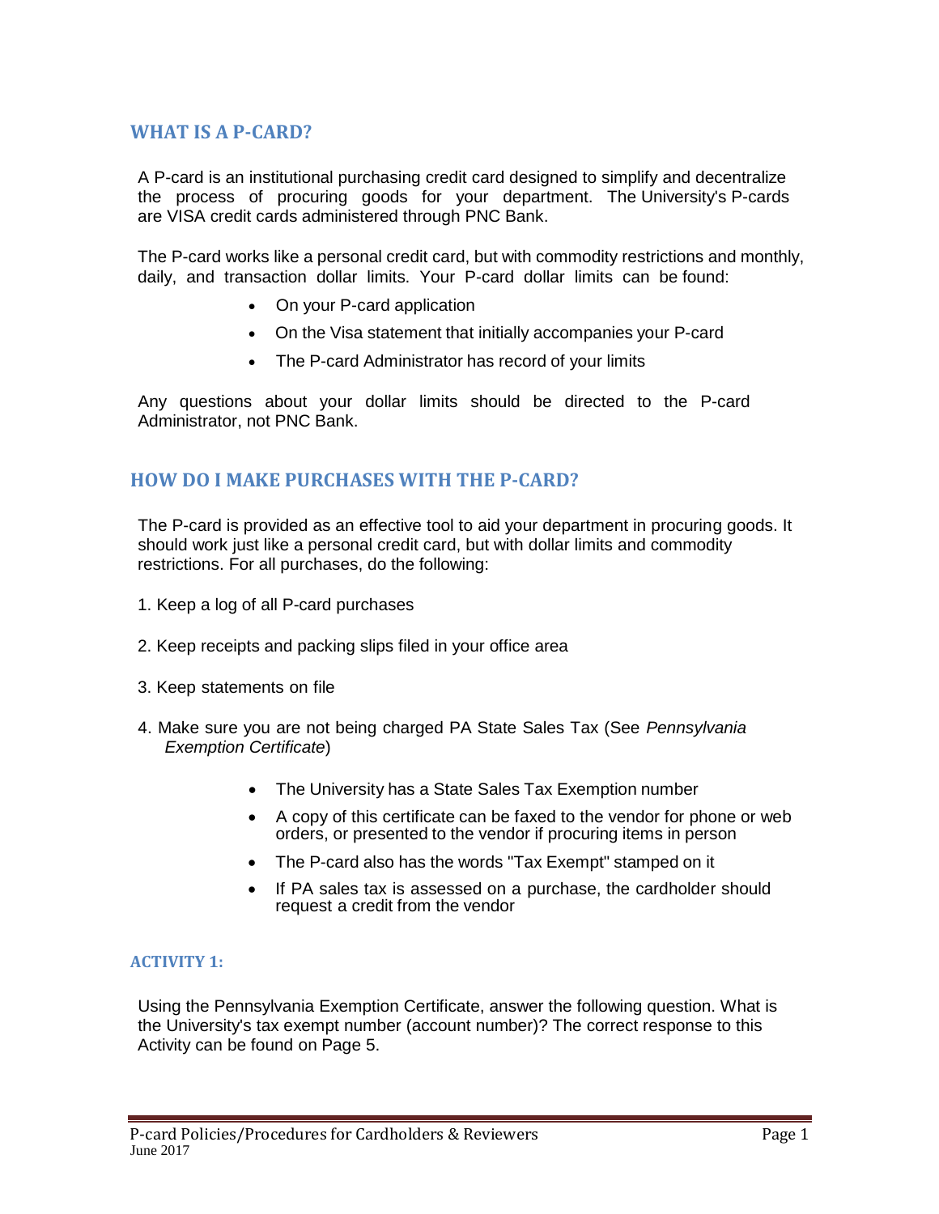## WHAT IS A P-CARD?

A P-card is an institutional purchasing credit card designed to simplify and decentralize the process of procuring goods for your department. The University's P-cards are VISA credit cards administered through PNC Bank.

The P-card works like a personal credit card, but with commodity restrictions and monthly, daily, and transaction dollar limits. Your P-card dollar limits can be found:

- On your P-card application
- On the Visa statement that initially accompanies your P-card
- The P-card Administrator has record of your limits

Any questions about your dollar limits should be directed to the P-card Administrator, not PNC Bank.

## HOW DO I MAKE PURCHASES WITH THE P-CARD?

The P-card is provided as an effective tool to aid your department in procuring goods. It should work just like a personal credit card, but with dollar limits and commodity restrictions. For all purchases, do the following:

1. Keep a log of all P-card purchases

2. Keep receipts and packing slips filed in your office area

3. Keep statements on file

4. Make sure you are not being charged PA State Sales Tax (See *Pennsylvania Exemption Certificate*)

    - The University has a State Sales Tax Exemption number
    - A copy of this certificate can be faxed to the vendor for phone or web orders, or presented to the vendor if procuring items in person
    - The P-card also has the words "Tax Exempt" stamped on it
    - If PA sales tax is assessed on a purchase, the cardholder should request a credit from the vendor

### ACTIVITY 1:

Using the Pennsylvania Exemption Certificate, answer the following question. What is the University's tax exempt number (account number)? The correct response to this Activity can be found on Page 5.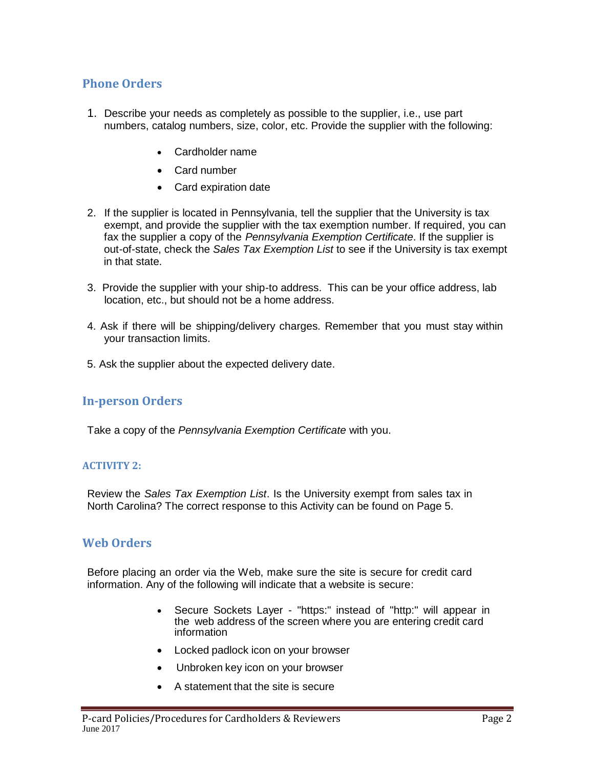## Phone Orders

1. Describe your needs as completely as possible to the supplier, i.e., use part numbers, catalog numbers, size, color, etc. Provide the supplier with the following:
   - Cardholder name
   - Card number
   - Card expiration date
2. If the supplier is located in Pennsylvania, tell the supplier that the University is tax exempt, and provide the supplier with the tax exemption number. If required, you can fax the supplier a copy of the *Pennsylvania Exemption Certificate*. If the supplier is out-of-state, check the *Sales Tax Exemption List* to see if the University is tax exempt in that state.
3. Provide the supplier with your ship-to address. This can be your office address, lab location, etc., but should not be a home address.
4. Ask if there will be shipping/delivery charges. Remember that you must stay within your transaction limits.
5. Ask the supplier about the expected delivery date.

## In-person Orders

Take a copy of the *Pennsylvania Exemption Certificate* with you.

### ACTIVITY 2:

Review the *Sales Tax Exemption List*. Is the University exempt from sales tax in North Carolina? The correct response to this Activity can be found on Page 5.

## Web Orders

Before placing an order via the Web, make sure the site is secure for credit card information. Any of the following will indicate that a website is secure:

- Secure Sockets Layer - "https:" instead of "http:" will appear in the web address of the screen where you are entering credit card information
- Locked padlock icon on your browser
- Unbroken key icon on your browser
- A statement that the site is secure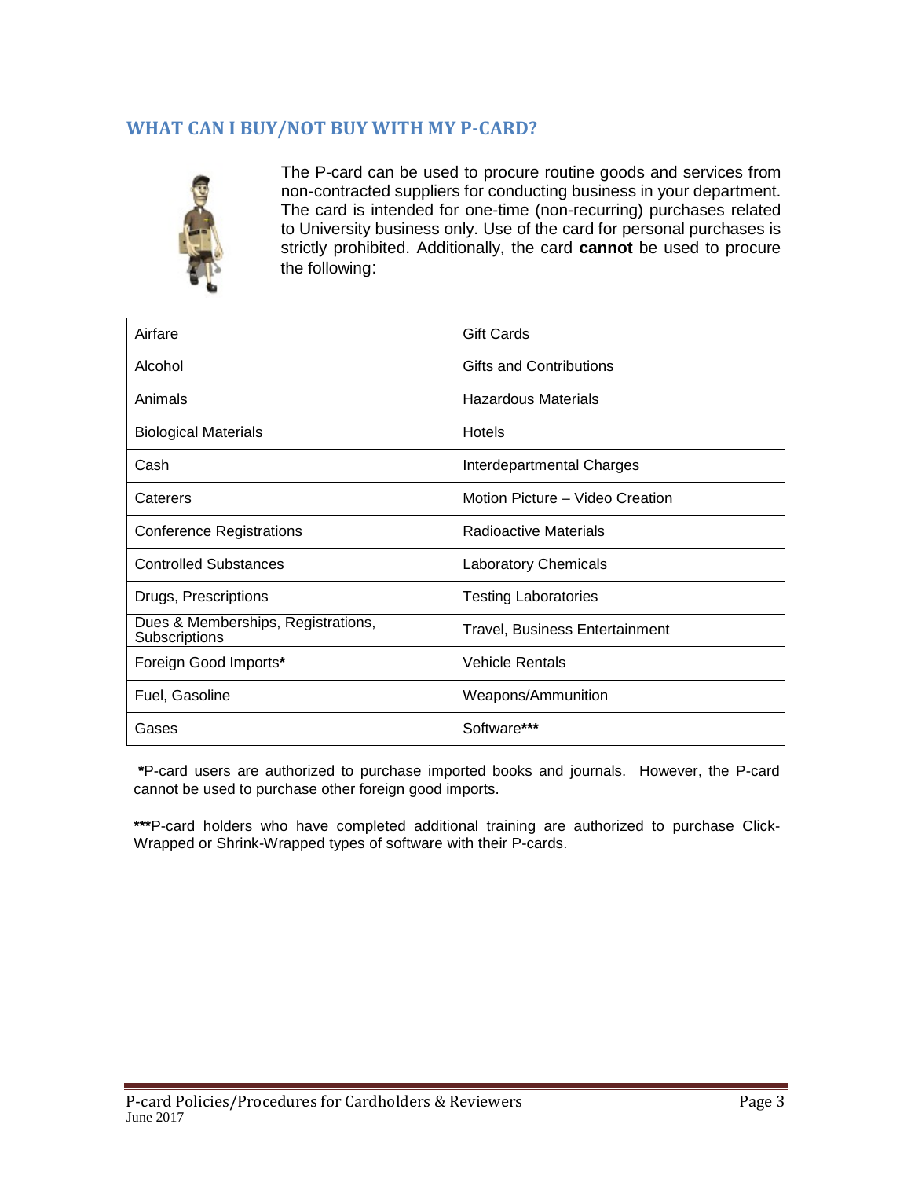## WHAT CAN I BUY/NOT BUY WITH MY P-CARD?

The P-card can be used to procure routine goods and services from non-contracted suppliers for conducting business in your department. The card is intended for one-time (non-recurring) purchases related to University business only. Use of the card for personal purchases is strictly prohibited. Additionally, the card **cannot** be used to procure the following:

| | |
|---|---|
| Airfare | Gift Cards |
| Alcohol | Gifts and Contributions |
| Animals | Hazardous Materials |
| Biological Materials | Hotels |
| Cash | Interdepartmental Charges |
| Caterers | Motion Picture – Video Creation |
| Conference Registrations | Radioactive Materials |
| Controlled Substances | Laboratory Chemicals |
| Drugs, Prescriptions | Testing Laboratories |
| Dues & Memberships, Registrations, Subscriptions | Travel, Business Entertainment |
| Foreign Good Imports* | Vehicle Rentals |
| Fuel, Gasoline | Weapons/Ammunition |
| Gases | Software*** |

*P-card users are authorized to purchase imported books and journals. However, the P-card cannot be used to purchase other foreign good imports.

***P-card holders who have completed additional training are authorized to purchase Click-Wrapped or Shrink-Wrapped types of software with their P-cards.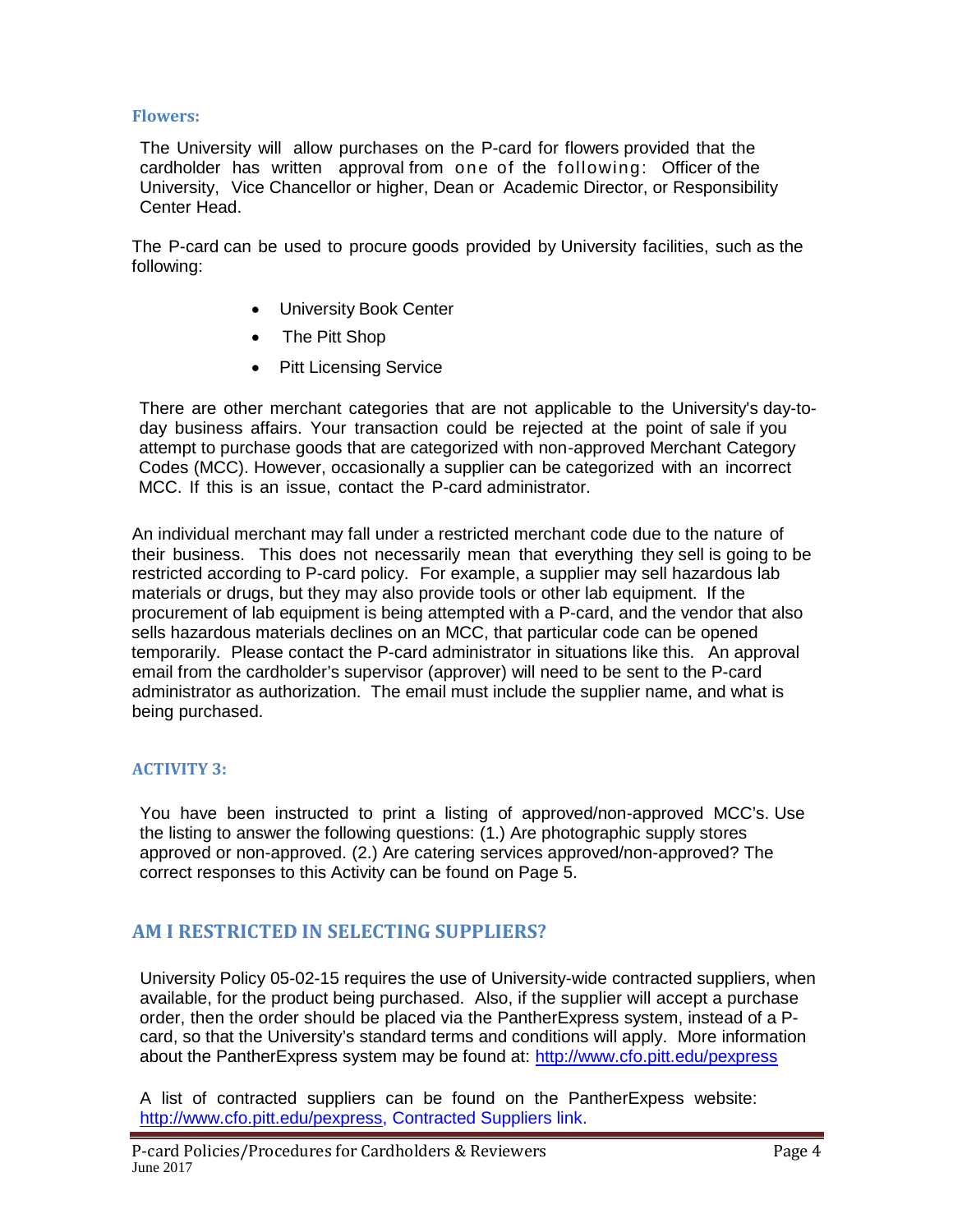### Flowers:

The University will allow purchases on the P-card for flowers provided that the cardholder has written approval from one of the following: Officer of the University, Vice Chancellor or higher, Dean or Academic Director, or Responsibility Center Head.

The P-card can be used to procure goods provided by University facilities, such as the following:

- University Book Center
- The Pitt Shop
- Pitt Licensing Service

There are other merchant categories that are not applicable to the University's day-to-day business affairs. Your transaction could be rejected at the point of sale if you attempt to purchase goods that are categorized with non-approved Merchant Category Codes (MCC). However, occasionally a supplier can be categorized with an incorrect MCC. If this is an issue, contact the P-card administrator.

An individual merchant may fall under a restricted merchant code due to the nature of their business. This does not necessarily mean that everything they sell is going to be restricted according to P-card policy. For example, a supplier may sell hazardous lab materials or drugs, but they may also provide tools or other lab equipment. If the procurement of lab equipment is being attempted with a P-card, and the vendor that also sells hazardous materials declines on an MCC, that particular code can be opened temporarily. Please contact the P-card administrator in situations like this. An approval email from the cardholder's supervisor (approver) will need to be sent to the P-card administrator as authorization. The email must include the supplier name, and what is being purchased.

### ACTIVITY 3:

You have been instructed to print a listing of approved/non-approved MCC's. Use the listing to answer the following questions: (1.) Are photographic supply stores approved or non-approved. (2.) Are catering services approved/non-approved? The correct responses to this Activity can be found on Page 5.

## AM I RESTRICTED IN SELECTING SUPPLIERS?

University Policy 05-02-15 requires the use of University-wide contracted suppliers, when available, for the product being purchased. Also, if the supplier will accept a purchase order, then the order should be placed via the PantherExpress system, instead of a P-card, so that the University's standard terms and conditions will apply. More information about the PantherExpress system may be found at: http://www.cfo.pitt.edu/pexpress

A list of contracted suppliers can be found on the PantherExpress website: http://www.cfo.pitt.edu/pexpress, Contracted Suppliers link.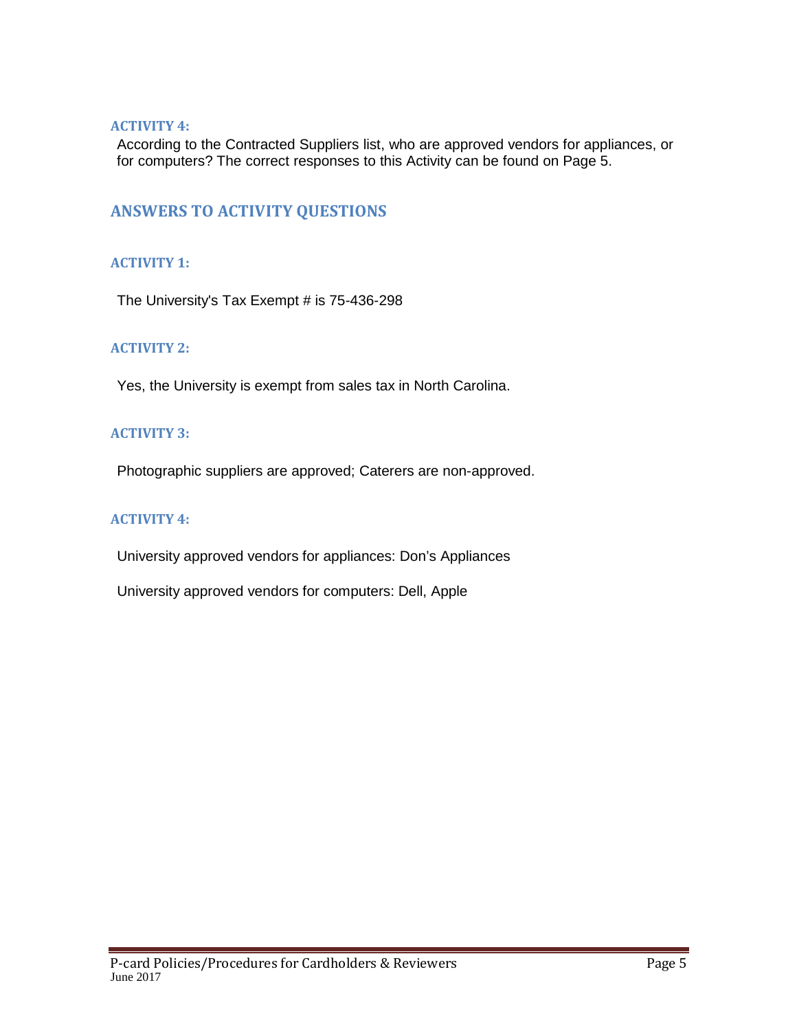### ACTIVITY 4:

According to the Contracted Suppliers list, who are approved vendors for appliances, or for computers? The correct responses to this Activity can be found on Page 5.

## ANSWERS TO ACTIVITY QUESTIONS

### ACTIVITY 1:

The University's Tax Exempt # is 75-436-298

### ACTIVITY 2:

Yes, the University is exempt from sales tax in North Carolina.

### ACTIVITY 3:

Photographic suppliers are approved; Caterers are non-approved.

### ACTIVITY 4:

University approved vendors for appliances: Don's Appliances

University approved vendors for computers: Dell, Apple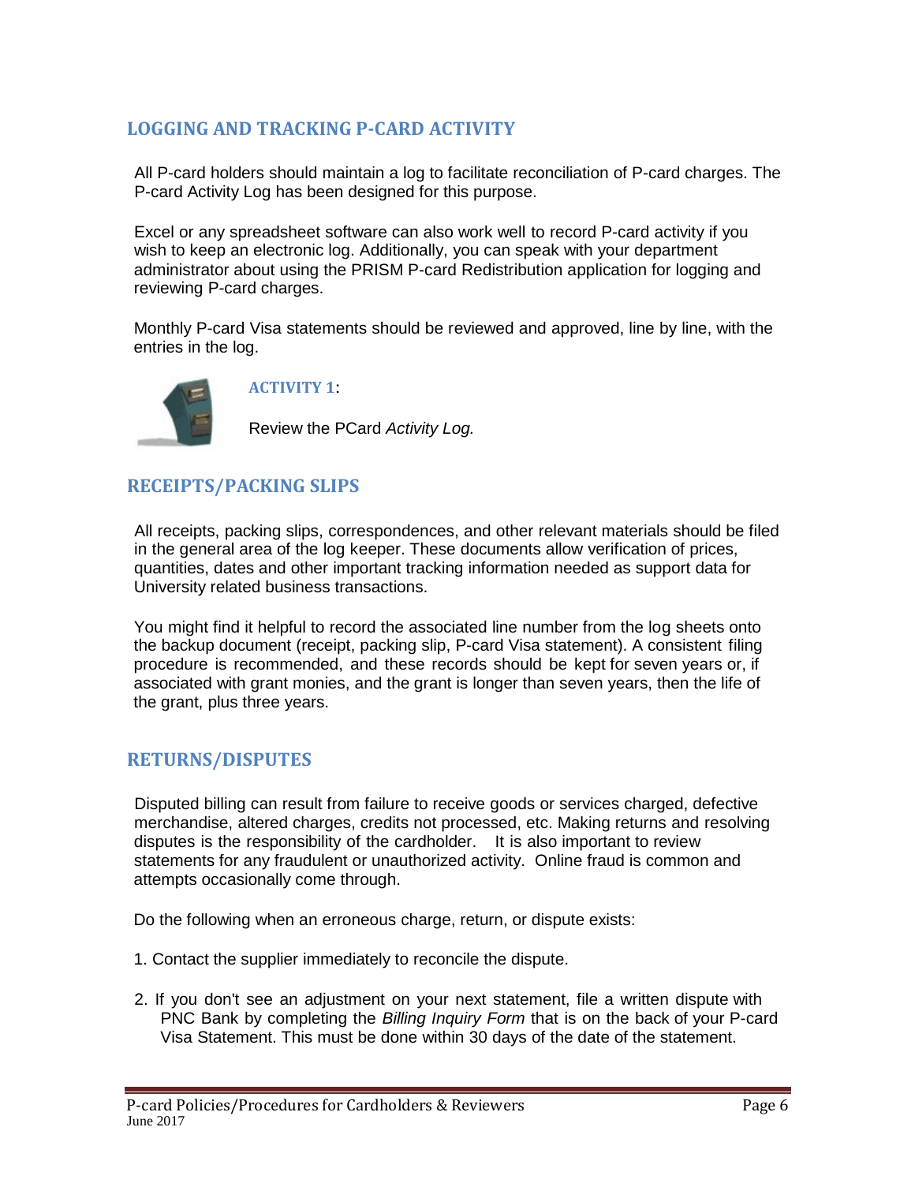## LOGGING AND TRACKING P-CARD ACTIVITY

All P-card holders should maintain a log to facilitate reconciliation of P-card charges. The P-card Activity Log has been designed for this purpose.

Excel or any spreadsheet software can also work well to record P-card activity if you wish to keep an electronic log. Additionally, you can speak with your department administrator about using the PRISM P-card Redistribution application for logging and reviewing P-card charges.

Monthly P-card Visa statements should be reviewed and approved, line by line, with the entries in the log.

**ACTIVITY 1**:

Review the PCard *Activity Log.*

## RECEIPTS/PACKING SLIPS

All receipts, packing slips, correspondences, and other relevant materials should be filed in the general area of the log keeper. These documents allow verification of prices, quantities, dates and other important tracking information needed as support data for University related business transactions.

You might find it helpful to record the associated line number from the log sheets onto the backup document (receipt, packing slip, P-card Visa statement). A consistent filing procedure is recommended, and these records should be kept for seven years or, if associated with grant monies, and the grant is longer than seven years, then the life of the grant, plus three years.

## RETURNS/DISPUTES

Disputed billing can result from failure to receive goods or services charged, defective merchandise, altered charges, credits not processed, etc. Making returns and resolving disputes is the responsibility of the cardholder. It is also important to review statements for any fraudulent or unauthorized activity. Online fraud is common and attempts occasionally come through.

Do the following when an erroneous charge, return, or dispute exists:

1. Contact the supplier immediately to reconcile the dispute.

2. If you don't see an adjustment on your next statement, file a written dispute with PNC Bank by completing the *Billing Inquiry Form* that is on the back of your P-card Visa Statement. This must be done within 30 days of the date of the statement.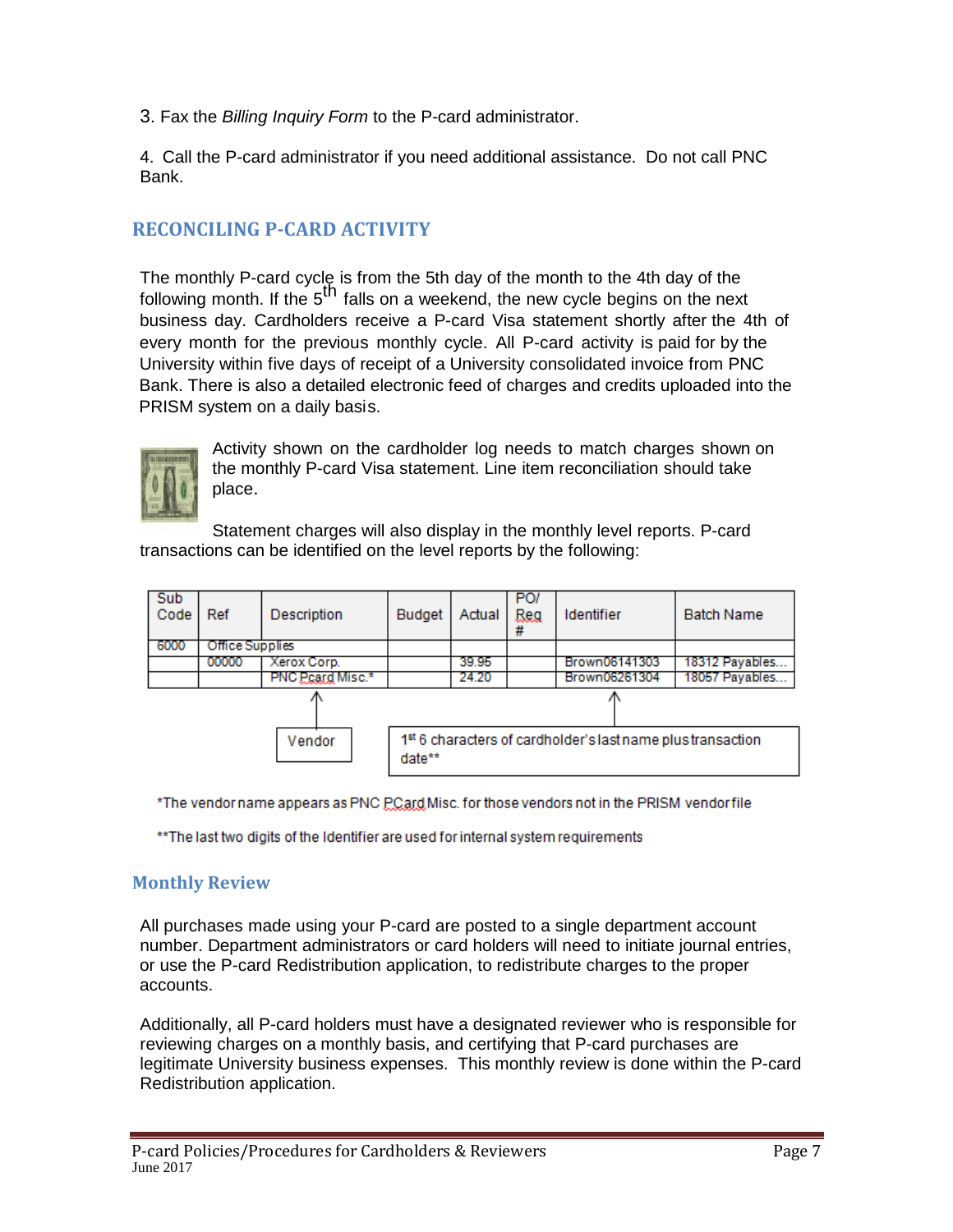3. Fax the *Billing Inquiry Form* to the P-card administrator.

4. Call the P-card administrator if you need additional assistance. Do not call PNC Bank.

## RECONCILING P-CARD ACTIVITY

The monthly P-card cycle is from the 5th day of the month to the 4th day of the following month. If the 5th falls on a weekend, the new cycle begins on the next business day. Cardholders receive a P-card Visa statement shortly after the 4th of every month for the previous monthly cycle. All P-card activity is paid for by the University within five days of receipt of a University consolidated invoice from PNC Bank. There is also a detailed electronic feed of charges and credits uploaded into the PRISM system on a daily basis.

Activity shown on the cardholder log needs to match charges shown on the monthly P-card Visa statement. Line item reconciliation should take place.

Statement charges will also display in the monthly level reports. P-card transactions can be identified on the level reports by the following:

| Sub Code | Ref | Description | Budget | Actual | PO/ Req # | Identifier | Batch Name |
|---|---|---|---|---|---|---|---|
| 6000 | Office Supplies | | | | | | |
| | 00000 | Xerox Corp. | | 39.95 | | Brown06141303 | 18312 Payables... |
| | | PNC Pcard Misc.* | | 24.20 | | Brown06261304 | 18057 Payables... |

Description: Vendor

Identifier: 1st 6 characters of cardholder's last name plus transaction date**

*The vendor name appears as PNC PCard Misc. for those vendors not in the PRISM vendor file

**The last two digits of the Identifier are used for internal system requirements

## Monthly Review

All purchases made using your P-card are posted to a single department account number. Department administrators or card holders will need to initiate journal entries, or use the P-card Redistribution application, to redistribute charges to the proper accounts.

Additionally, all P-card holders must have a designated reviewer who is responsible for reviewing charges on a monthly basis, and certifying that P-card purchases are legitimate University business expenses. This monthly review is done within the P-card Redistribution application.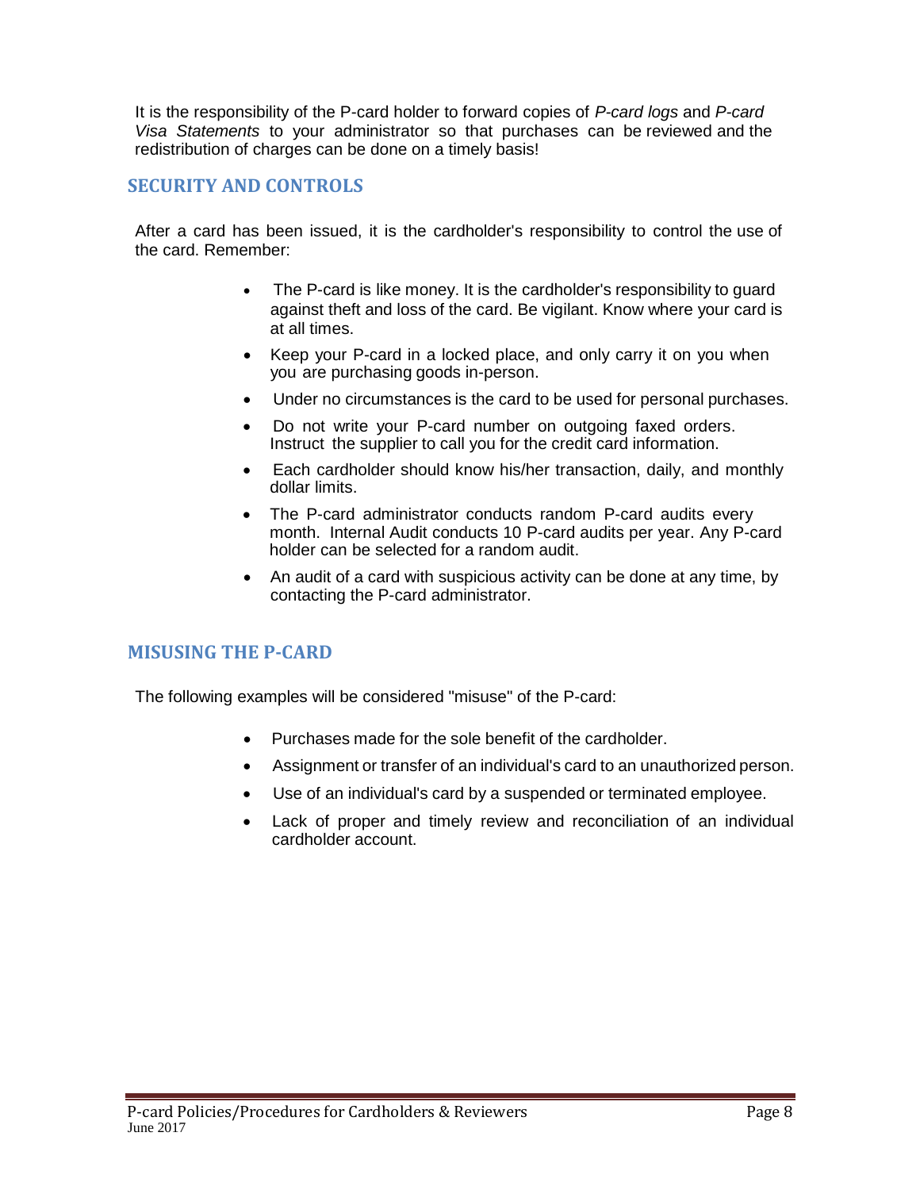It is the responsibility of the P-card holder to forward copies of *P-card logs* and *P-card Visa Statements* to your administrator so that purchases can be reviewed and the redistribution of charges can be done on a timely basis!

## SECURITY AND CONTROLS

After a card has been issued, it is the cardholder's responsibility to control the use of the card. Remember:

- The P-card is like money. It is the cardholder's responsibility to guard against theft and loss of the card. Be vigilant. Know where your card is at all times.
- Keep your P-card in a locked place, and only carry it on you when you are purchasing goods in-person.
- Under no circumstances is the card to be used for personal purchases.
- Do not write your P-card number on outgoing faxed orders. Instruct the supplier to call you for the credit card information.
- Each cardholder should know his/her transaction, daily, and monthly dollar limits.
- The P-card administrator conducts random P-card audits every month. Internal Audit conducts 10 P-card audits per year. Any P-card holder can be selected for a random audit.
- An audit of a card with suspicious activity can be done at any time, by contacting the P-card administrator.

## MISUSING THE P-CARD

The following examples will be considered "misuse" of the P-card:

- Purchases made for the sole benefit of the cardholder.
- Assignment or transfer of an individual's card to an unauthorized person.
- Use of an individual's card by a suspended or terminated employee.
- Lack of proper and timely review and reconciliation of an individual cardholder account.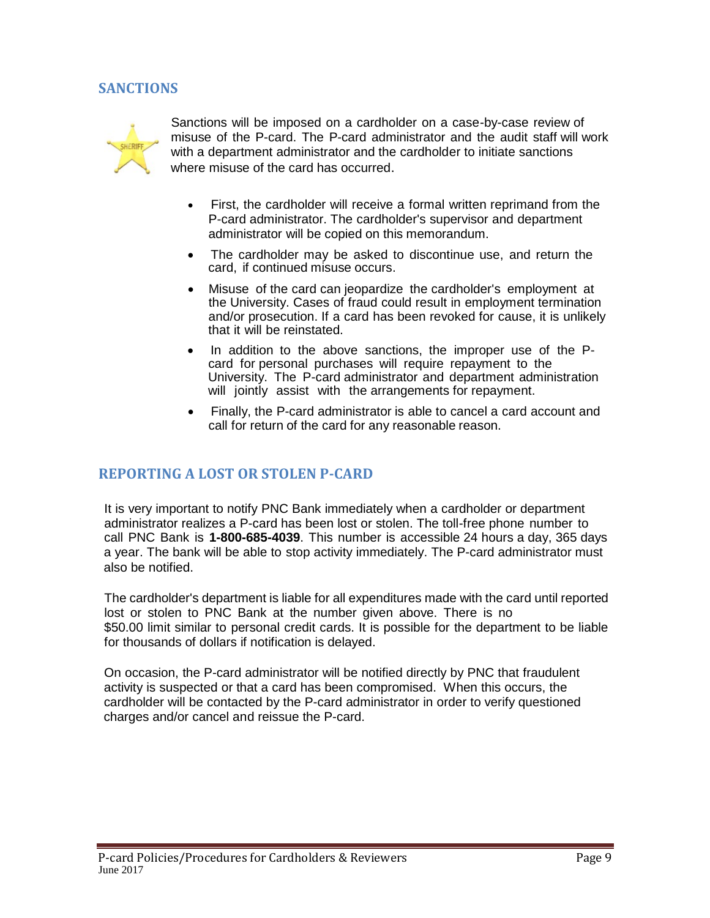## SANCTIONS

Sanctions will be imposed on a cardholder on a case-by-case review of misuse of the P-card. The P-card administrator and the audit staff will work with a department administrator and the cardholder to initiate sanctions where misuse of the card has occurred.

- First, the cardholder will receive a formal written reprimand from the P-card administrator. The cardholder's supervisor and department administrator will be copied on this memorandum.
- The cardholder may be asked to discontinue use, and return the card, if continued misuse occurs.
- Misuse of the card can jeopardize the cardholder's employment at the University. Cases of fraud could result in employment termination and/or prosecution. If a card has been revoked for cause, it is unlikely that it will be reinstated.
- In addition to the above sanctions, the improper use of the P-card for personal purchases will require repayment to the University. The P-card administrator and department administration will jointly assist with the arrangements for repayment.
- Finally, the P-card administrator is able to cancel a card account and call for return of the card for any reasonable reason.

## REPORTING A LOST OR STOLEN P-CARD

It is very important to notify PNC Bank immediately when a cardholder or department administrator realizes a P-card has been lost or stolen. The toll-free phone number to call PNC Bank is **1-800-685-4039**. This number is accessible 24 hours a day, 365 days a year. The bank will be able to stop activity immediately. The P-card administrator must also be notified.

The cardholder's department is liable for all expenditures made with the card until reported lost or stolen to PNC Bank at the number given above. There is no $50.00 limit similar to personal credit cards. It is possible for the department to be liable for thousands of dollars if notification is delayed.

On occasion, the P-card administrator will be notified directly by PNC that fraudulent activity is suspected or that a card has been compromised. When this occurs, the cardholder will be contacted by the P-card administrator in order to verify questioned charges and/or cancel and reissue the P-card.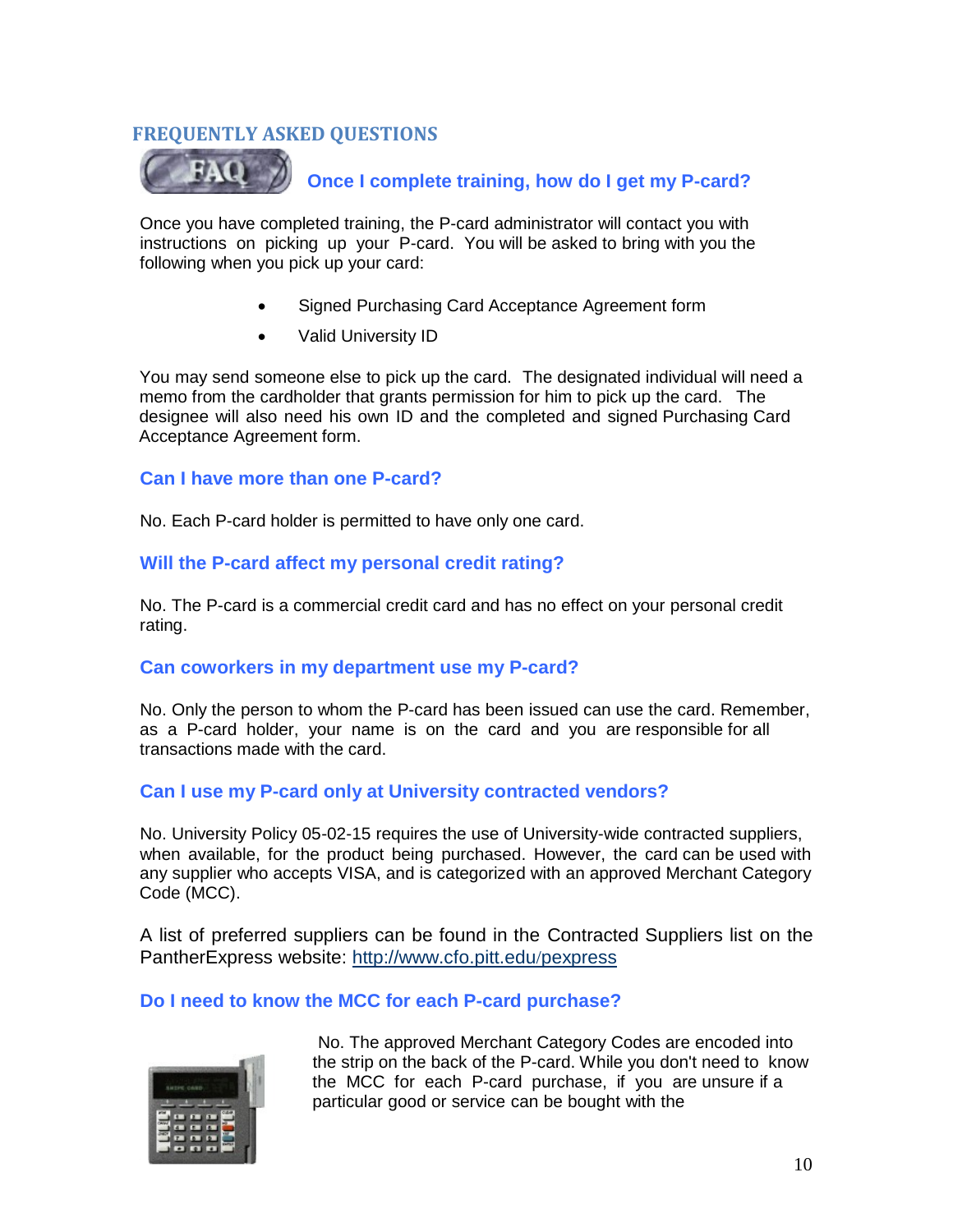## FREQUENTLY ASKED QUESTIONS

### Once I complete training, how do I get my P-card?

Once you have completed training, the P-card administrator will contact you with instructions on picking up your P-card. You will be asked to bring with you the following when you pick up your card:

- Signed Purchasing Card Acceptance Agreement form
- Valid University ID

You may send someone else to pick up the card. The designated individual will need a memo from the cardholder that grants permission for him to pick up the card. The designee will also need his own ID and the completed and signed Purchasing Card Acceptance Agreement form.

### Can I have more than one P-card?

No. Each P-card holder is permitted to have only one card.

### Will the P-card affect my personal credit rating?

No. The P-card is a commercial credit card and has no effect on your personal credit rating.

### Can coworkers in my department use my P-card?

No. Only the person to whom the P-card has been issued can use the card. Remember, as a P-card holder, your name is on the card and you are responsible for all transactions made with the card.

### Can I use my P-card only at University contracted vendors?

No. University Policy 05-02-15 requires the use of University-wide contracted suppliers, when available, for the product being purchased. However, the card can be used with any supplier who accepts VISA, and is categorized with an approved Merchant Category Code (MCC).

A list of preferred suppliers can be found in the Contracted Suppliers list on the PantherExpress website: [http://www.cfo.pitt.edu/pexpress](http://www.cfo.pitt.edu/pexpress)

### Do I need to know the MCC for each P-card purchase?

No. The approved Merchant Category Codes are encoded into the strip on the back of the P-card. While you don't need to know the MCC for each P-card purchase, if you are unsure if a particular good or service can be bought with the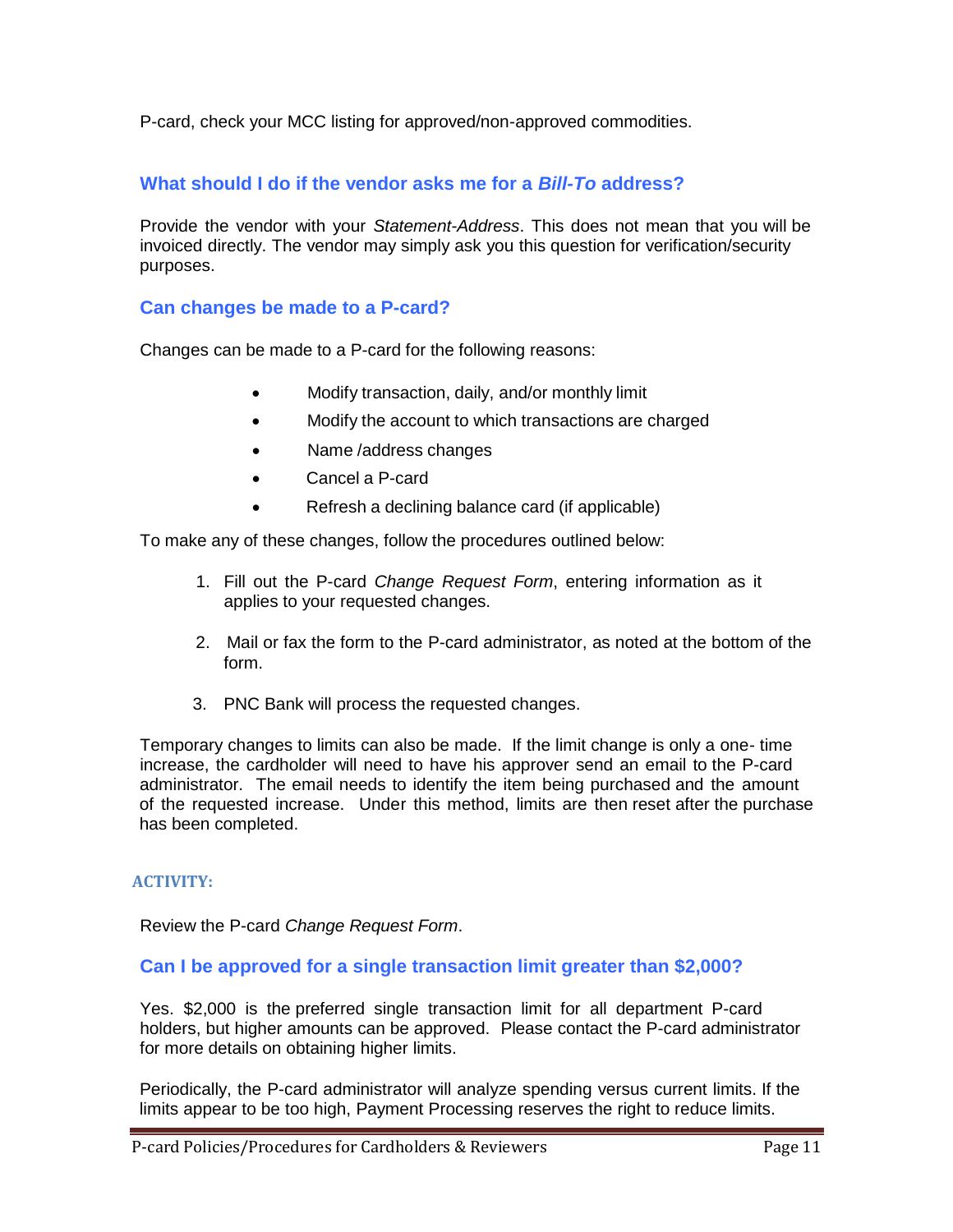P-card, check your MCC listing for approved/non-approved commodities.

### What should I do if the vendor asks me for a *Bill-To* address?

Provide the vendor with your *Statement-Address*. This does not mean that you will be invoiced directly. The vendor may simply ask you this question for verification/security purposes.

### Can changes be made to a P-card?

Changes can be made to a P-card for the following reasons:

- Modify transaction, daily, and/or monthly limit
- Modify the account to which transactions are charged
- Name /address changes
- Cancel a P-card
- Refresh a declining balance card (if applicable)

To make any of these changes, follow the procedures outlined below:

1. Fill out the P-card *Change Request Form*, entering information as it applies to your requested changes.
2. Mail or fax the form to the P-card administrator, as noted at the bottom of the form.
3. PNC Bank will process the requested changes.

Temporary changes to limits can also be made. If the limit change is only a one- time increase, the cardholder will need to have his approver send an email to the P-card administrator. The email needs to identify the item being purchased and the amount of the requested increase. Under this method, limits are then reset after the purchase has been completed.

#### ACTIVITY:

Review the P-card *Change Request Form*.

### Can I be approved for a single transaction limit greater than $2,000?

Yes. $2,000 is the preferred single transaction limit for all department P-card holders, but higher amounts can be approved. Please contact the P-card administrator for more details on obtaining higher limits.

Periodically, the P-card administrator will analyze spending versus current limits. If the limits appear to be too high, Payment Processing reserves the right to reduce limits.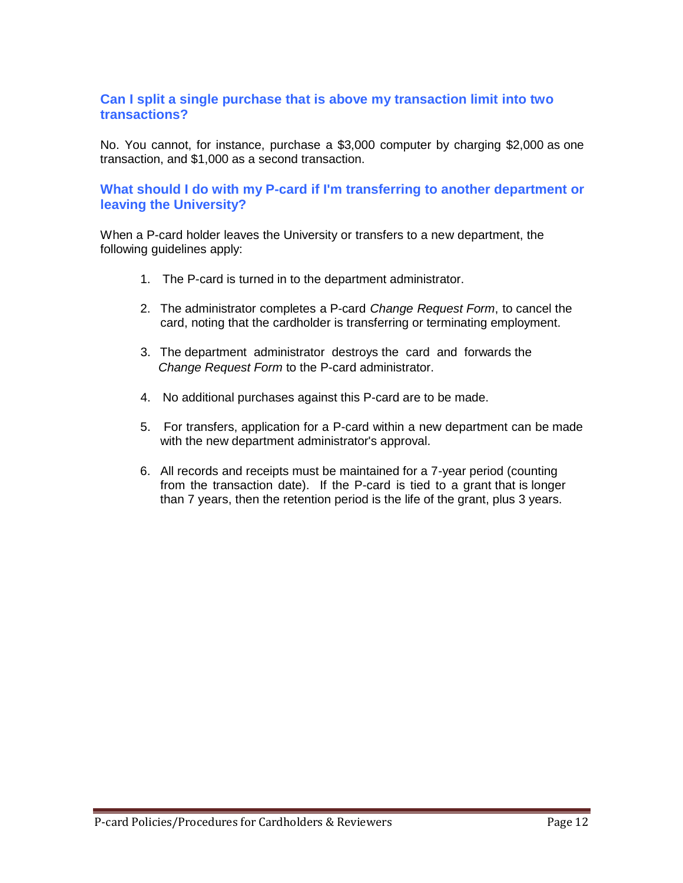### Can I split a single purchase that is above my transaction limit into two transactions?

No. You cannot, for instance, purchase a $3,000 computer by charging $2,000 as one transaction, and $1,000 as a second transaction.

### What should I do with my P-card if I'm transferring to another department or leaving the University?

When a P-card holder leaves the University or transfers to a new department, the following guidelines apply:

1. The P-card is turned in to the department administrator.
2. The administrator completes a P-card *Change Request Form*, to cancel the card, noting that the cardholder is transferring or terminating employment.
3. The department administrator destroys the card and forwards the *Change Request Form* to the P-card administrator.
4. No additional purchases against this P-card are to be made.
5. For transfers, application for a P-card within a new department can be made with the new department administrator's approval.
6. All records and receipts must be maintained for a 7-year period (counting from the transaction date). If the P-card is tied to a grant that is longer than 7 years, then the retention period is the life of the grant, plus 3 years.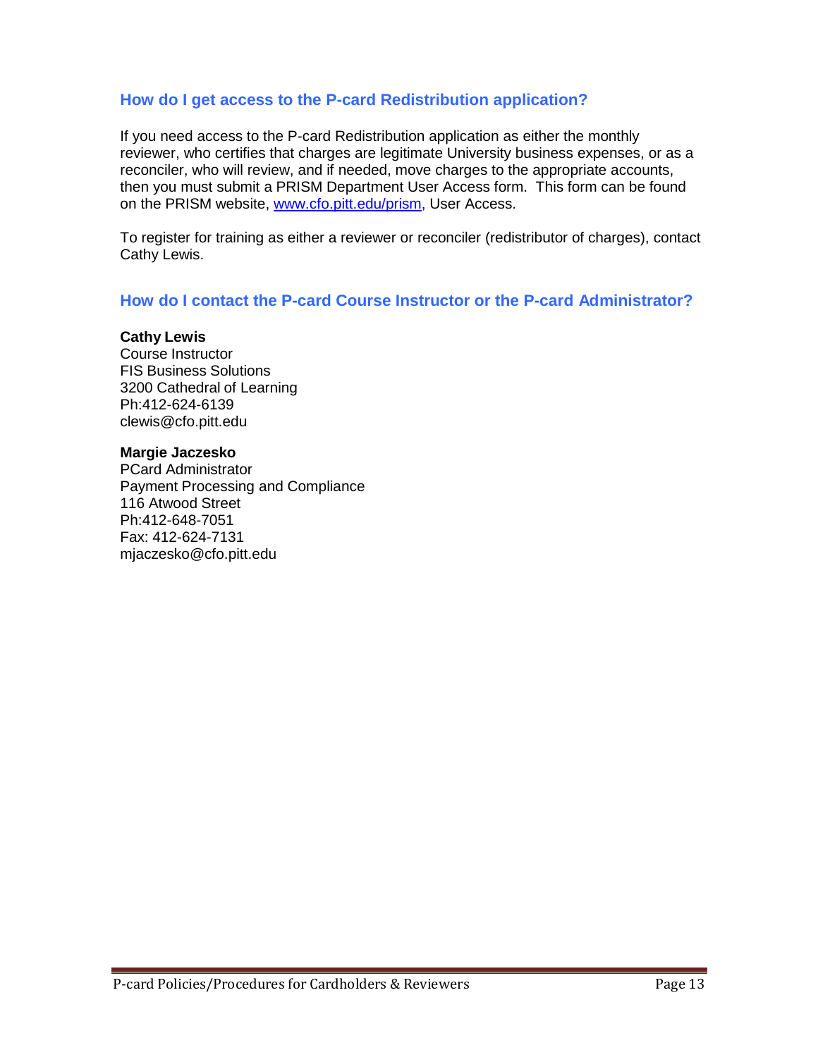## How do I get access to the P-card Redistribution application?

If you need access to the P-card Redistribution application as either the monthly reviewer, who certifies that charges are legitimate University business expenses, or as a reconciler, who will review, and if needed, move charges to the appropriate accounts, then you must submit a PRISM Department User Access form. This form can be found on the PRISM website, [www.cfo.pitt.edu/prism](http://www.cfo.pitt.edu/prism), User Access.

To register for training as either a reviewer or reconciler (redistributor of charges), contact Cathy Lewis.

## How do I contact the P-card Course Instructor or the P-card Administrator?

**Cathy Lewis**
Course Instructor
FIS Business Solutions
3200 Cathedral of Learning
Ph:412-624-6139
clewis@cfo.pitt.edu

**Margie Jaczesko**
PCard Administrator
Payment Processing and Compliance
116 Atwood Street
Ph:412-648-7051
Fax: 412-624-7131
mjaczesko@cfo.pitt.edu